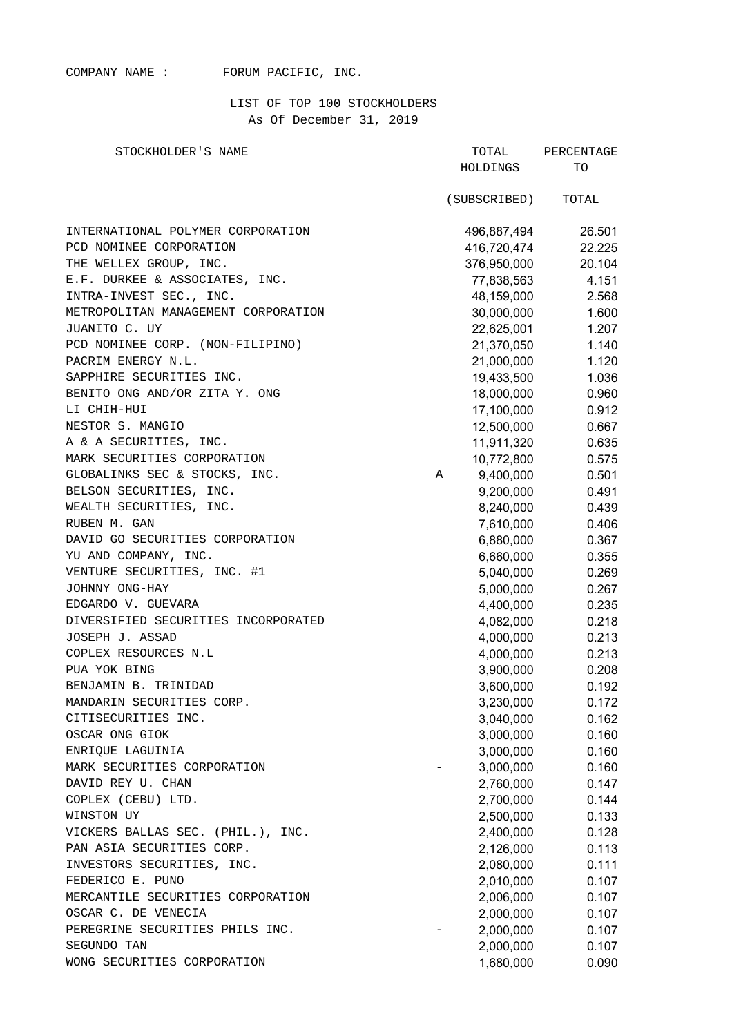COMPANY NAME : FORUM PACIFIC, INC.

LIST OF TOP 100 STOCKHOLDERS
As Of December 31, 2019

| STOCKHOLDER'S NAME | | TOTAL HOLDINGS (SUBSCRIBED) | PERCENTAGE TO TOTAL |
|---|---|---|---|
| INTERNATIONAL POLYMER CORPORATION | | 496,887,494 | 26.501 |
| PCD NOMINEE CORPORATION | | 416,720,474 | 22.225 |
| THE WELLEX GROUP, INC. | | 376,950,000 | 20.104 |
| E.F. DURKEE & ASSOCIATES, INC. | | 77,838,563 | 4.151 |
| INTRA-INVEST SEC., INC. | | 48,159,000 | 2.568 |
| METROPOLITAN MANAGEMENT CORPORATION | | 30,000,000 | 1.600 |
| JUANITO C. UY | | 22,625,001 | 1.207 |
| PCD NOMINEE CORP. (NON-FILIPINO) | | 21,370,050 | 1.140 |
| PACRIM ENERGY N.L. | | 21,000,000 | 1.120 |
| SAPPHIRE SECURITIES INC. | | 19,433,500 | 1.036 |
| BENITO ONG AND/OR ZITA Y. ONG | | 18,000,000 | 0.960 |
| LI CHIH-HUI | | 17,100,000 | 0.912 |
| NESTOR S. MANGIO | | 12,500,000 | 0.667 |
| A & A SECURITIES, INC. | | 11,911,320 | 0.635 |
| MARK SECURITIES CORPORATION | | 10,772,800 | 0.575 |
| GLOBALINKS SEC & STOCKS, INC. | A | 9,400,000 | 0.501 |
| BELSON SECURITIES, INC. | | 9,200,000 | 0.491 |
| WEALTH SECURITIES, INC. | | 8,240,000 | 0.439 |
| RUBEN M. GAN | | 7,610,000 | 0.406 |
| DAVID GO SECURITIES CORPORATION | | 6,880,000 | 0.367 |
| YU AND COMPANY, INC. | | 6,660,000 | 0.355 |
| VENTURE SECURITIES, INC. #1 | | 5,040,000 | 0.269 |
| JOHNNY ONG-HAY | | 5,000,000 | 0.267 |
| EDGARDO V. GUEVARA | | 4,400,000 | 0.235 |
| DIVERSIFIED SECURITIES INCORPORATED | | 4,082,000 | 0.218 |
| JOSEPH J. ASSAD | | 4,000,000 | 0.213 |
| COPLEX RESOURCES N.L | | 4,000,000 | 0.213 |
| PUA YOK BING | | 3,900,000 | 0.208 |
| BENJAMIN B. TRINIDAD | | 3,600,000 | 0.192 |
| MANDARIN SECURITIES CORP. | | 3,230,000 | 0.172 |
| CITISECURITIES INC. | | 3,040,000 | 0.162 |
| OSCAR ONG GIOK | | 3,000,000 | 0.160 |
| ENRIQUE LAGUINIA | | 3,000,000 | 0.160 |
| MARK SECURITIES CORPORATION | - | 3,000,000 | 0.160 |
| DAVID REY U. CHAN | | 2,760,000 | 0.147 |
| COPLEX (CEBU) LTD. | | 2,700,000 | 0.144 |
| WINSTON UY | | 2,500,000 | 0.133 |
| VICKERS BALLAS SEC. (PHIL.), INC. | | 2,400,000 | 0.128 |
| PAN ASIA SECURITIES CORP. | | 2,126,000 | 0.113 |
| INVESTORS SECURITIES, INC. | | 2,080,000 | 0.111 |
| FEDERICO E. PUNO | | 2,010,000 | 0.107 |
| MERCANTILE SECURITIES CORPORATION | | 2,006,000 | 0.107 |
| OSCAR C. DE VENECIA | | 2,000,000 | 0.107 |
| PEREGRINE SECURITIES PHILS INC. | - | 2,000,000 | 0.107 |
| SEGUNDO TAN | | 2,000,000 | 0.107 |
| WONG SECURITIES CORPORATION | | 1,680,000 | 0.090 |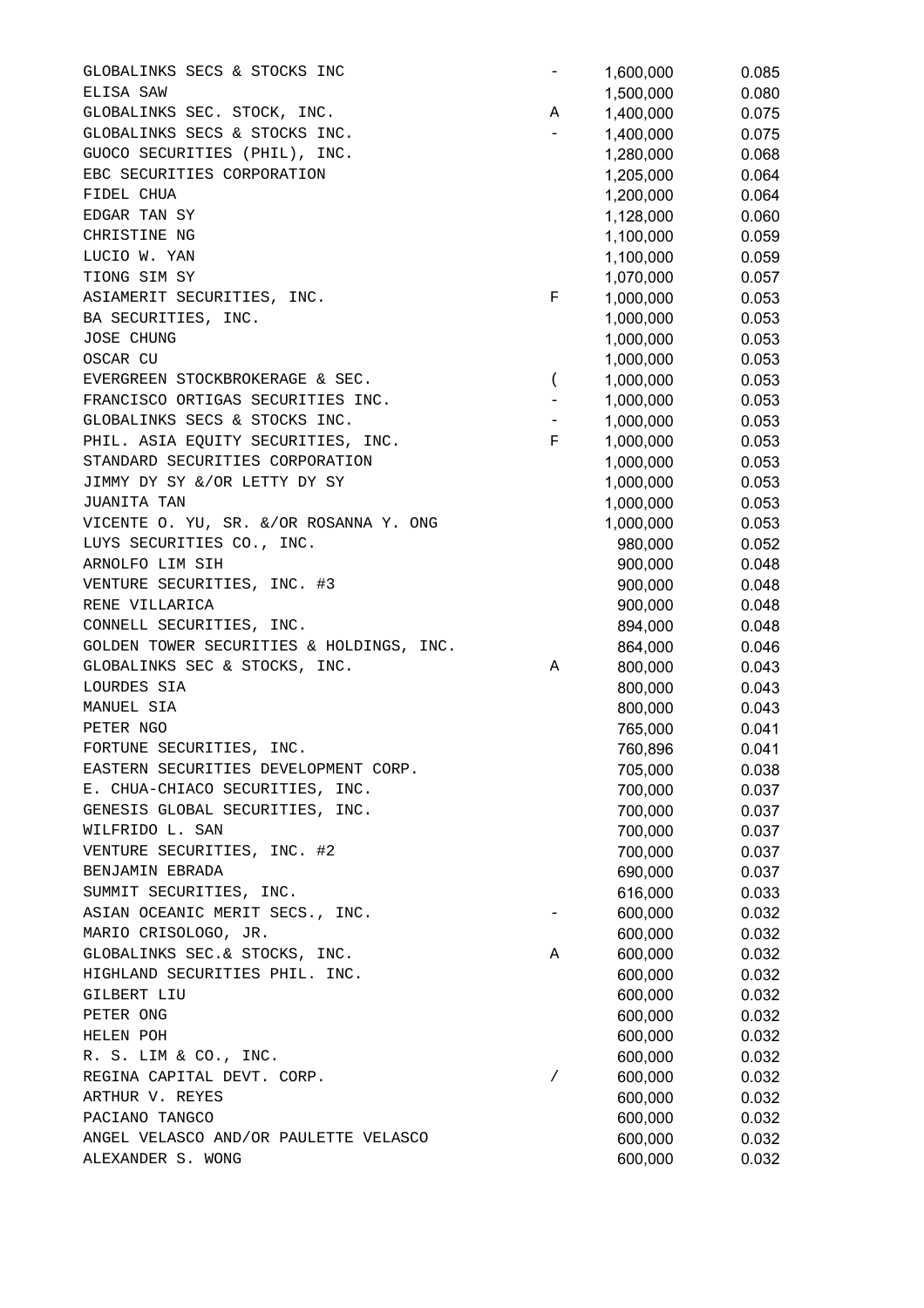| | | | |
|---|---|---|---|
| GLOBALINKS SECS & STOCKS INC | - | 1,600,000 | 0.085 |
| ELISA SAW | | 1,500,000 | 0.080 |
| GLOBALINKS SEC. STOCK, INC. | A | 1,400,000 | 0.075 |
| GLOBALINKS SECS & STOCKS INC. | - | 1,400,000 | 0.075 |
| GUOCO SECURITIES (PHIL), INC. | | 1,280,000 | 0.068 |
| EBC SECURITIES CORPORATION | | 1,205,000 | 0.064 |
| FIDEL CHUA | | 1,200,000 | 0.064 |
| EDGAR TAN SY | | 1,128,000 | 0.060 |
| CHRISTINE NG | | 1,100,000 | 0.059 |
| LUCIO W. YAN | | 1,100,000 | 0.059 |
| TIONG SIM SY | | 1,070,000 | 0.057 |
| ASIAMERIT SECURITIES, INC. | F | 1,000,000 | 0.053 |
| BA SECURITIES, INC. | | 1,000,000 | 0.053 |
| JOSE CHUNG | | 1,000,000 | 0.053 |
| OSCAR CU | | 1,000,000 | 0.053 |
| EVERGREEN STOCKBROKERAGE & SEC. | ( | 1,000,000 | 0.053 |
| FRANCISCO ORTIGAS SECURITIES INC. | - | 1,000,000 | 0.053 |
| GLOBALINKS SECS & STOCKS INC. | - | 1,000,000 | 0.053 |
| PHIL. ASIA EQUITY SECURITIES, INC. | F | 1,000,000 | 0.053 |
| STANDARD SECURITIES CORPORATION | | 1,000,000 | 0.053 |
| JIMMY DY SY &/OR LETTY DY SY | | 1,000,000 | 0.053 |
| JUANITA TAN | | 1,000,000 | 0.053 |
| VICENTE O. YU, SR. &/OR ROSANNA Y. ONG | | 1,000,000 | 0.053 |
| LUYS SECURITIES CO., INC. | | 980,000 | 0.052 |
| ARNOLFO LIM SIH | | 900,000 | 0.048 |
| VENTURE SECURITIES, INC. #3 | | 900,000 | 0.048 |
| RENE VILLARICA | | 900,000 | 0.048 |
| CONNELL SECURITIES, INC. | | 894,000 | 0.048 |
| GOLDEN TOWER SECURITIES & HOLDINGS, INC. | | 864,000 | 0.046 |
| GLOBALINKS SEC & STOCKS, INC. | A | 800,000 | 0.043 |
| LOURDES SIA | | 800,000 | 0.043 |
| MANUEL SIA | | 800,000 | 0.043 |
| PETER NGO | | 765,000 | 0.041 |
| FORTUNE SECURITIES, INC. | | 760,896 | 0.041 |
| EASTERN SECURITIES DEVELOPMENT CORP. | | 705,000 | 0.038 |
| E. CHUA-CHIACO SECURITIES, INC. | | 700,000 | 0.037 |
| GENESIS GLOBAL SECURITIES, INC. | | 700,000 | 0.037 |
| WILFRIDO L. SAN | | 700,000 | 0.037 |
| VENTURE SECURITIES, INC. #2 | | 700,000 | 0.037 |
| BENJAMIN EBRADA | | 690,000 | 0.037 |
| SUMMIT SECURITIES, INC. | | 616,000 | 0.033 |
| ASIAN OCEANIC MERIT SECS., INC. | - | 600,000 | 0.032 |
| MARIO CRISOLOGO, JR. | | 600,000 | 0.032 |
| GLOBALINKS SEC.& STOCKS, INC. | A | 600,000 | 0.032 |
| HIGHLAND SECURITIES PHIL. INC. | | 600,000 | 0.032 |
| GILBERT LIU | | 600,000 | 0.032 |
| PETER ONG | | 600,000 | 0.032 |
| HELEN POH | | 600,000 | 0.032 |
| R. S. LIM & CO., INC. | | 600,000 | 0.032 |
| REGINA CAPITAL DEVT. CORP. | / | 600,000 | 0.032 |
| ARTHUR V. REYES | | 600,000 | 0.032 |
| PACIANO TANGCO | | 600,000 | 0.032 |
| ANGEL VELASCO AND/OR PAULETTE VELASCO | | 600,000 | 0.032 |
| ALEXANDER S. WONG | | 600,000 | 0.032 |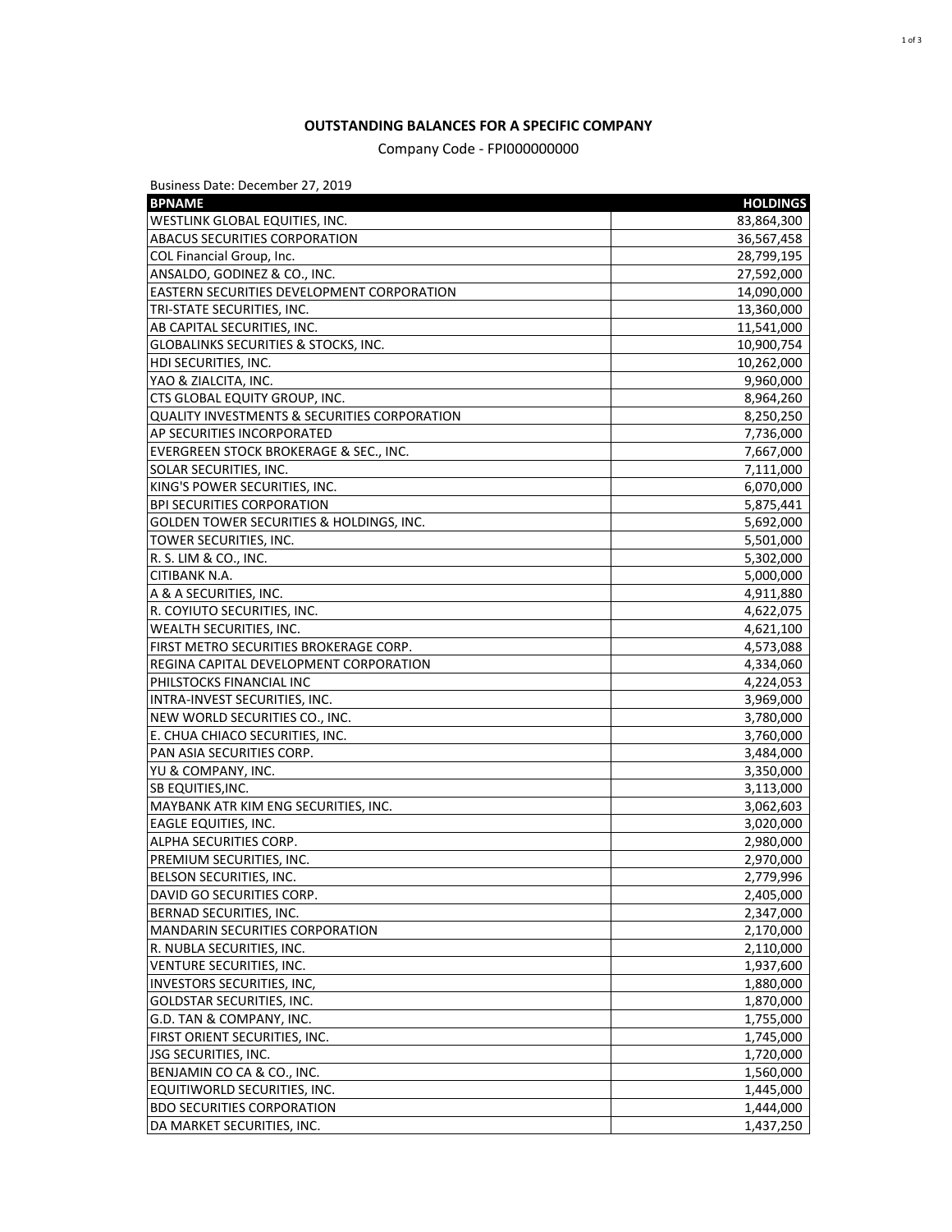## OUTSTANDING BALANCES FOR A SPECIFIC COMPANY

Company Code - FPI000000000

Business Date: December 27, 2019

| BPNAME | HOLDINGS |
|---|---|
| WESTLINK GLOBAL EQUITIES, INC. | 83,864,300 |
| ABACUS SECURITIES CORPORATION | 36,567,458 |
| COL Financial Group, Inc. | 28,799,195 |
| ANSALDO, GODINEZ & CO., INC. | 27,592,000 |
| EASTERN SECURITIES DEVELOPMENT CORPORATION | 14,090,000 |
| TRI-STATE SECURITIES, INC. | 13,360,000 |
| AB CAPITAL SECURITIES, INC. | 11,541,000 |
| GLOBALINKS SECURITIES & STOCKS, INC. | 10,900,754 |
| HDI SECURITIES, INC. | 10,262,000 |
| YAO & ZIALCITA, INC. | 9,960,000 |
| CTS GLOBAL EQUITY GROUP, INC. | 8,964,260 |
| QUALITY INVESTMENTS & SECURITIES CORPORATION | 8,250,250 |
| AP SECURITIES INCORPORATED | 7,736,000 |
| EVERGREEN STOCK BROKERAGE & SEC., INC. | 7,667,000 |
| SOLAR SECURITIES, INC. | 7,111,000 |
| KING'S POWER SECURITIES, INC. | 6,070,000 |
| BPI SECURITIES CORPORATION | 5,875,441 |
| GOLDEN TOWER SECURITIES & HOLDINGS, INC. | 5,692,000 |
| TOWER SECURITIES, INC. | 5,501,000 |
| R. S. LIM & CO., INC. | 5,302,000 |
| CITIBANK N.A. | 5,000,000 |
| A & A SECURITIES, INC. | 4,911,880 |
| R. COYIUTO SECURITIES, INC. | 4,622,075 |
| WEALTH SECURITIES, INC. | 4,621,100 |
| FIRST METRO SECURITIES BROKERAGE CORP. | 4,573,088 |
| REGINA CAPITAL DEVELOPMENT CORPORATION | 4,334,060 |
| PHILSTOCKS FINANCIAL INC | 4,224,053 |
| INTRA-INVEST SECURITIES, INC. | 3,969,000 |
| NEW WORLD SECURITIES CO., INC. | 3,780,000 |
| E. CHUA CHIACO SECURITIES, INC. | 3,760,000 |
| PAN ASIA SECURITIES CORP. | 3,484,000 |
| YU & COMPANY, INC. | 3,350,000 |
| SB EQUITIES,INC. | 3,113,000 |
| MAYBANK ATR KIM ENG SECURITIES, INC. | 3,062,603 |
| EAGLE EQUITIES, INC. | 3,020,000 |
| ALPHA SECURITIES CORP. | 2,980,000 |
| PREMIUM SECURITIES, INC. | 2,970,000 |
| BELSON SECURITIES, INC. | 2,779,996 |
| DAVID GO SECURITIES CORP. | 2,405,000 |
| BERNAD SECURITIES, INC. | 2,347,000 |
| MANDARIN SECURITIES CORPORATION | 2,170,000 |
| R. NUBLA SECURITIES, INC. | 2,110,000 |
| VENTURE SECURITIES, INC. | 1,937,600 |
| INVESTORS SECURITIES, INC, | 1,880,000 |
| GOLDSTAR SECURITIES, INC. | 1,870,000 |
| G.D. TAN & COMPANY, INC. | 1,755,000 |
| FIRST ORIENT SECURITIES, INC. | 1,745,000 |
| JSG SECURITIES, INC. | 1,720,000 |
| BENJAMIN CO CA & CO., INC. | 1,560,000 |
| EQUITIWORLD SECURITIES, INC. | 1,445,000 |
| BDO SECURITIES CORPORATION | 1,444,000 |
| DA MARKET SECURITIES, INC. | 1,437,250 |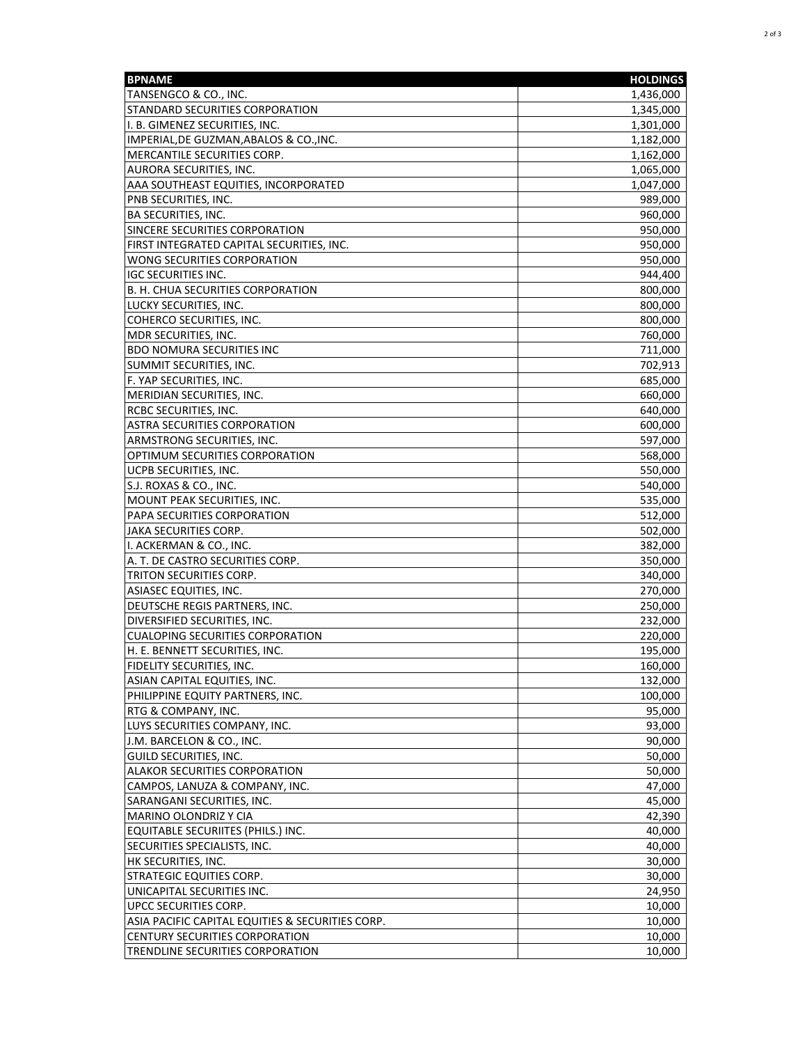| BPNAME | HOLDINGS |
| --- | ---: |
| TANSENGCO & CO., INC. | 1,436,000 |
| STANDARD SECURITIES CORPORATION | 1,345,000 |
| I. B. GIMENEZ SECURITIES, INC. | 1,301,000 |
| IMPERIAL,DE GUZMAN,ABALOS & CO.,INC. | 1,182,000 |
| MERCANTILE SECURITIES CORP. | 1,162,000 |
| AURORA SECURITIES, INC. | 1,065,000 |
| AAA SOUTHEAST EQUITIES, INCORPORATED | 1,047,000 |
| PNB SECURITIES, INC. | 989,000 |
| BA SECURITIES, INC. | 960,000 |
| SINCERE SECURITIES CORPORATION | 950,000 |
| FIRST INTEGRATED CAPITAL SECURITIES, INC. | 950,000 |
| WONG SECURITIES CORPORATION | 950,000 |
| IGC SECURITIES INC. | 944,400 |
| B. H. CHUA SECURITIES CORPORATION | 800,000 |
| LUCKY SECURITIES, INC. | 800,000 |
| COHERCO SECURITIES, INC. | 800,000 |
| MDR SECURITIES, INC. | 760,000 |
| BDO NOMURA SECURITIES INC | 711,000 |
| SUMMIT SECURITIES, INC. | 702,913 |
| F. YAP SECURITIES, INC. | 685,000 |
| MERIDIAN SECURITIES, INC. | 660,000 |
| RCBC SECURITIES, INC. | 640,000 |
| ASTRA SECURITIES CORPORATION | 600,000 |
| ARMSTRONG SECURITIES, INC. | 597,000 |
| OPTIMUM SECURITIES CORPORATION | 568,000 |
| UCPB SECURITIES, INC. | 550,000 |
| S.J. ROXAS & CO., INC. | 540,000 |
| MOUNT PEAK SECURITIES, INC. | 535,000 |
| PAPA SECURITIES CORPORATION | 512,000 |
| JAKA SECURITIES CORP. | 502,000 |
| I. ACKERMAN & CO., INC. | 382,000 |
| A. T. DE CASTRO SECURITIES CORP. | 350,000 |
| TRITON SECURITIES CORP. | 340,000 |
| ASIASEC EQUITIES, INC. | 270,000 |
| DEUTSCHE REGIS PARTNERS, INC. | 250,000 |
| DIVERSIFIED SECURITIES, INC. | 232,000 |
| CUALOPING SECURITIES CORPORATION | 220,000 |
| H. E. BENNETT SECURITIES, INC. | 195,000 |
| FIDELITY SECURITIES, INC. | 160,000 |
| ASIAN CAPITAL EQUITIES, INC. | 132,000 |
| PHILIPPINE EQUITY PARTNERS, INC. | 100,000 |
| RTG & COMPANY, INC. | 95,000 |
| LUYS SECURITIES COMPANY, INC. | 93,000 |
| J.M. BARCELON & CO., INC. | 90,000 |
| GUILD SECURITIES, INC. | 50,000 |
| ALAKOR SECURITIES CORPORATION | 50,000 |
| CAMPOS, LANUZA & COMPANY, INC. | 47,000 |
| SARANGANI SECURITIES, INC. | 45,000 |
| MARINO OLONDRIZ Y CIA | 42,390 |
| EQUITABLE SECURIITES (PHILS.) INC. | 40,000 |
| SECURITIES SPECIALISTS, INC. | 40,000 |
| HK SECURITIES, INC. | 30,000 |
| STRATEGIC EQUITIES CORP. | 30,000 |
| UNICAPITAL SECURITIES INC. | 24,950 |
| UPCC SECURITIES CORP. | 10,000 |
| ASIA PACIFIC CAPITAL EQUITIES & SECURITIES CORP. | 10,000 |
| CENTURY SECURITIES CORPORATION | 10,000 |
| TRENDLINE SECURITIES CORPORATION | 10,000 |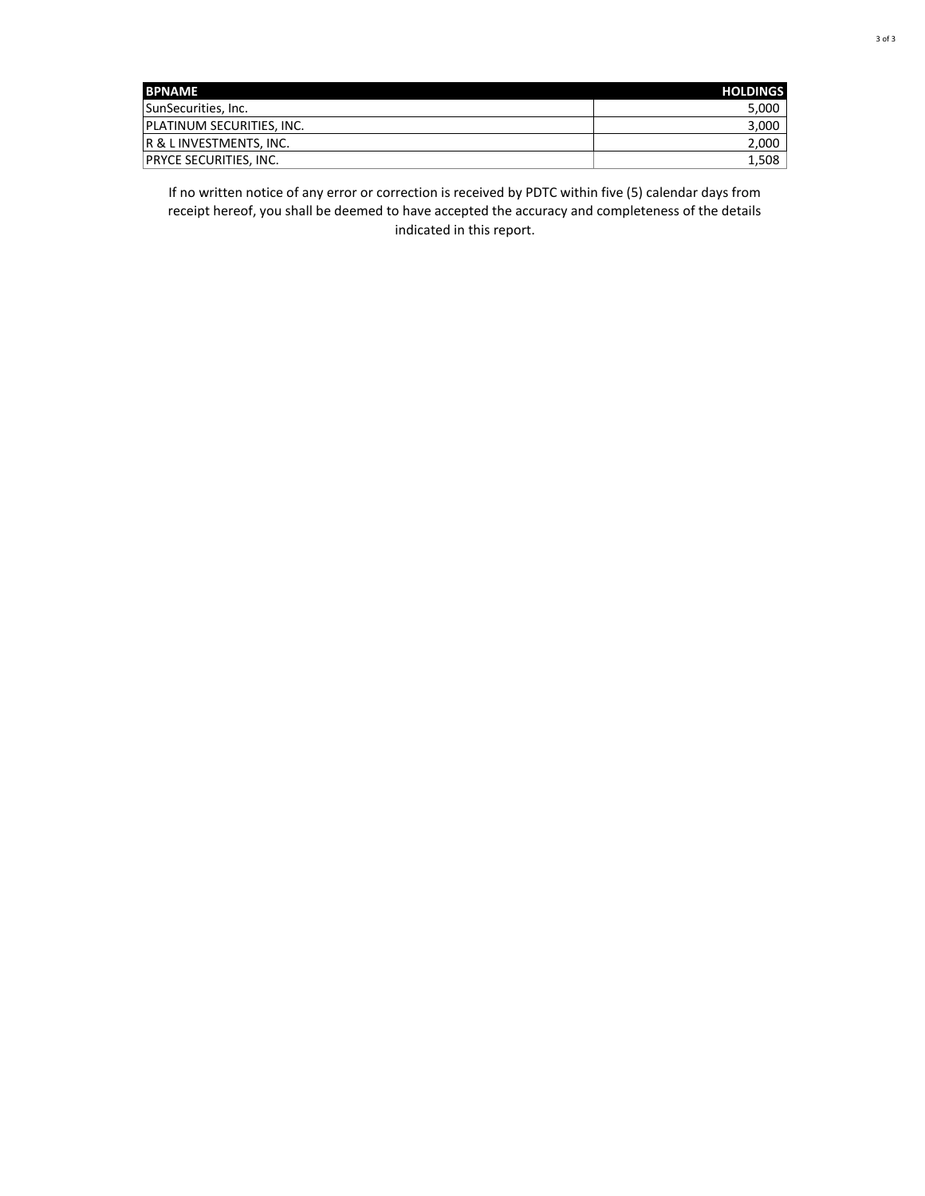| BPNAME | HOLDINGS |
| --- | --- |
| SunSecurities, Inc. | 5,000 |
| PLATINUM SECURITIES, INC. | 3,000 |
| R & L INVESTMENTS, INC. | 2,000 |
| PRYCE SECURITIES, INC. | 1,508 |

If no written notice of any error or correction is received by PDTC within five (5) calendar days from receipt hereof, you shall be deemed to have accepted the accuracy and completeness of the details indicated in this report.